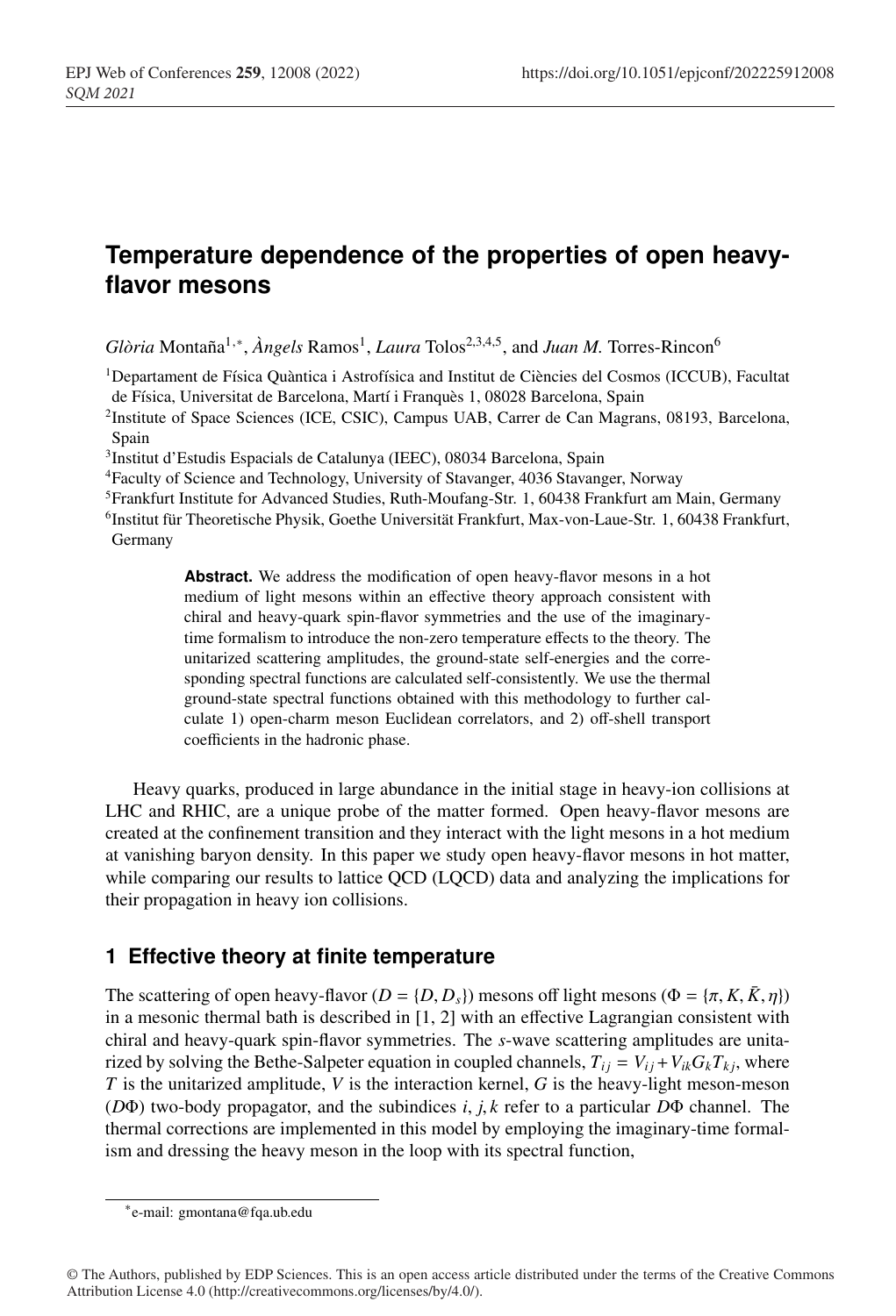# Temperature dependence of the properties of open heavy-flavor mesons

*Glòria* Montaña[1,*], *Àngels* Ramos[1], *Laura* Tolos[2,3,4,5], and *Juan M.* Torres-Rincon[6]

[1]Departament de Física Quàntica i Astrofísica and Institut de Ciències del Cosmos (ICCUB), Facultat de Física, Universitat de Barcelona, Martí i Franquès 1, 08028 Barcelona, Spain

[2]Institute of Space Sciences (ICE, CSIC), Campus UAB, Carrer de Can Magrans, 08193, Barcelona, Spain

[3]Institut d'Estudis Espacials de Catalunya (IEEC), 08034 Barcelona, Spain

[4]Faculty of Science and Technology, University of Stavanger, 4036 Stavanger, Norway

[5]Frankfurt Institute for Advanced Studies, Ruth-Moufang-Str. 1, 60438 Frankfurt am Main, Germany

[6]Institut für Theoretische Physik, Goethe Universität Frankfurt, Max-von-Laue-Str. 1, 60438 Frankfurt, Germany

**Abstract.** We address the modification of open heavy-flavor mesons in a hot medium of light mesons within an effective theory approach consistent with chiral and heavy-quark spin-flavor symmetries and the use of the imaginary-time formalism to introduce the non-zero temperature effects to the theory. The unitarized scattering amplitudes, the ground-state self-energies and the corresponding spectral functions are calculated self-consistently. We use the thermal ground-state spectral functions obtained with this methodology to further calculate 1) open-charm meson Euclidean correlators, and 2) off-shell transport coefficients in the hadronic phase.

Heavy quarks, produced in large abundance in the initial stage in heavy-ion collisions at LHC and RHIC, are a unique probe of the matter formed. Open heavy-flavor mesons are created at the confinement transition and they interact with the light mesons in a hot medium at vanishing baryon density. In this paper we study open heavy-flavor mesons in hot matter, while comparing our results to lattice QCD (LQCD) data and analyzing the implications for their propagation in heavy ion collisions.

## 1 Effective theory at finite temperature

The scattering of open heavy-flavor ($D = \{D, D_s\}$) mesons off light mesons ($\Phi = \{\pi, K, \bar{K}, \eta\}$) in a mesonic thermal bath is described in [1, 2] with an effective Lagrangian consistent with chiral and heavy-quark spin-flavor symmetries. The $s$-wave scattering amplitudes are unitarized by solving the Bethe-Salpeter equation in coupled channels, $T_{ij} = V_{ij} + V_{ik} G_k T_{kj}$, where $T$ is the unitarized amplitude, $V$ is the interaction kernel, $G$ is the heavy-light meson-meson ($D\Phi$) two-body propagator, and the subindices $i, j, k$ refer to a particular $D\Phi$ channel. The thermal corrections are implemented in this model by employing the imaginary-time formalism and dressing the heavy meson in the loop with its spectral function,

*e-mail: gmontana@fqa.ub.edu

© The Authors, published by EDP Sciences. This is an open access article distributed under the terms of the Creative Commons Attribution License 4.0 (http://creativecommons.org/licenses/by/4.0/).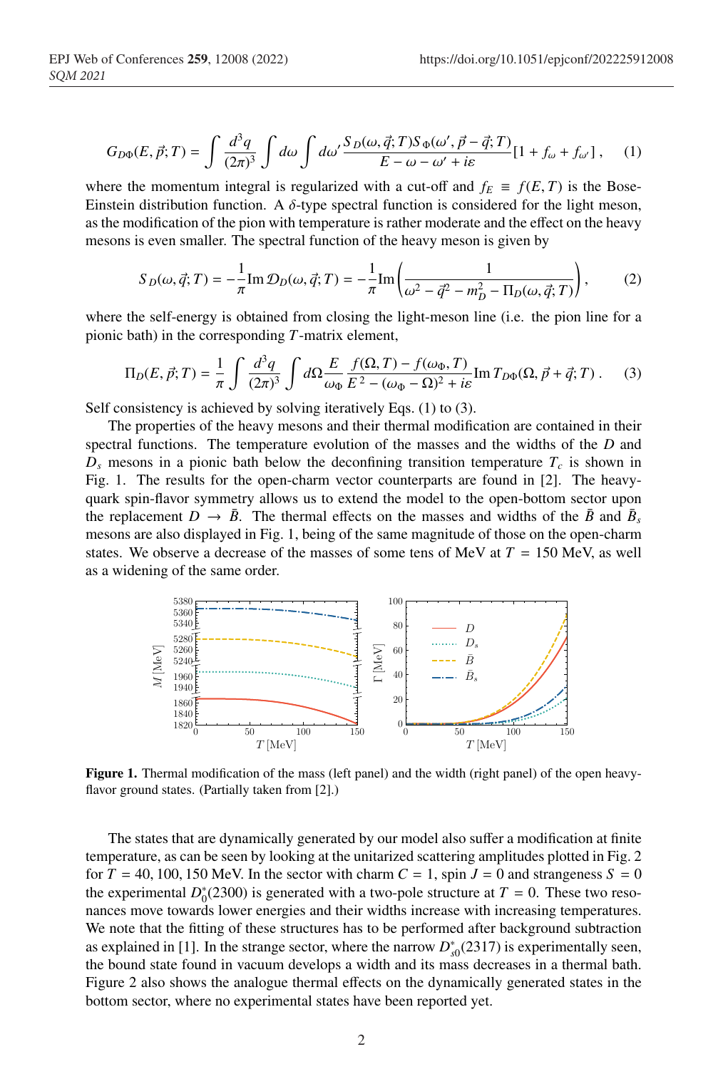$$G_{D\Phi}(E,\vec{p};T) = \int \frac{d^3q}{(2\pi)^3} \int d\omega \int d\omega' \frac{S_D(\omega,\vec{q};T) S_\Phi(\omega',\vec{p}-\vec{q};T)}{E-\omega-\omega'+i\varepsilon} [1+f_\omega+f_{\omega'}] \,, \quad (1)$$

where the momentum integral is regularized with a cut-off and $f_E \equiv f(E,T)$ is the Bose-Einstein distribution function. A $\delta$-type spectral function is considered for the light meson, as the modification of the pion with temperature is rather moderate and the effect on the heavy mesons is even smaller. The spectral function of the heavy meson is given by

$$S_D(\omega,\vec{q};T) = -\frac{1}{\pi} \mathrm{Im}\, \mathcal{D}_D(\omega,\vec{q};T) = -\frac{1}{\pi} \mathrm{Im} \left( \frac{1}{\omega^2 - \vec{q}^2 - m_D^2 - \Pi_D(\omega,\vec{q};T)} \right), \quad (2)$$

where the self-energy is obtained from closing the light-meson line (i.e. the pion line for a pionic bath) in the corresponding $T$-matrix element,

$$\Pi_D(E,\vec{p};T) = \frac{1}{\pi} \int \frac{d^3q}{(2\pi)^3} \int d\Omega \frac{E}{\omega_\Phi} \frac{f(\Omega,T)-f(\omega_\Phi,T)}{E^2-(\omega_\Phi-\Omega)^2+i\varepsilon} \mathrm{Im}\, T_{D\Phi}(\Omega,\vec{p}+\vec{q};T) \,. \quad (3)$$

Self consistency is achieved by solving iteratively Eqs. (1) to (3).

The properties of the heavy mesons and their thermal modification are contained in their spectral functions. The temperature evolution of the masses and the widths of the $D$ and $D_s$ mesons in a pionic bath below the deconfining transition temperature $T_c$ is shown in Fig. 1. The results for the open-charm vector counterparts are found in [2]. The heavy-quark spin-flavor symmetry allows us to extend the model to the open-bottom sector upon the replacement $D \rightarrow \bar{B}$. The thermal effects on the masses and widths of the $\bar{B}$ and $\bar{B}_s$ mesons are also displayed in Fig. 1, being of the same magnitude of those on the open-charm states. We observe a decrease of the masses of some tens of MeV at $T = 150$ MeV, as well as a widening of the same order.

**Figure 1.** Thermal modification of the mass (left panel) and the width (right panel) of the open heavy-flavor ground states. (Partially taken from [2].)

The states that are dynamically generated by our model also suffer a modification at finite temperature, as can be seen by looking at the unitarized scattering amplitudes plotted in Fig. 2 for $T = 40, 100, 150$ MeV. In the sector with charm $C = 1$, spin $J = 0$ and strangeness $S = 0$ the experimental $D_0^*(2300)$ is generated with a two-pole structure at $T = 0$. These two resonances move towards lower energies and their widths increase with increasing temperatures. We note that the fitting of these structures has to be performed after background subtraction as explained in [1]. In the strange sector, where the narrow $D_{s0}^*(2317)$ is experimentally seen, the bound state found in vacuum develops a width and its mass decreases in a thermal bath. Figure 2 also shows the analogue thermal effects on the dynamically generated states in the bottom sector, where no experimental states have been reported yet.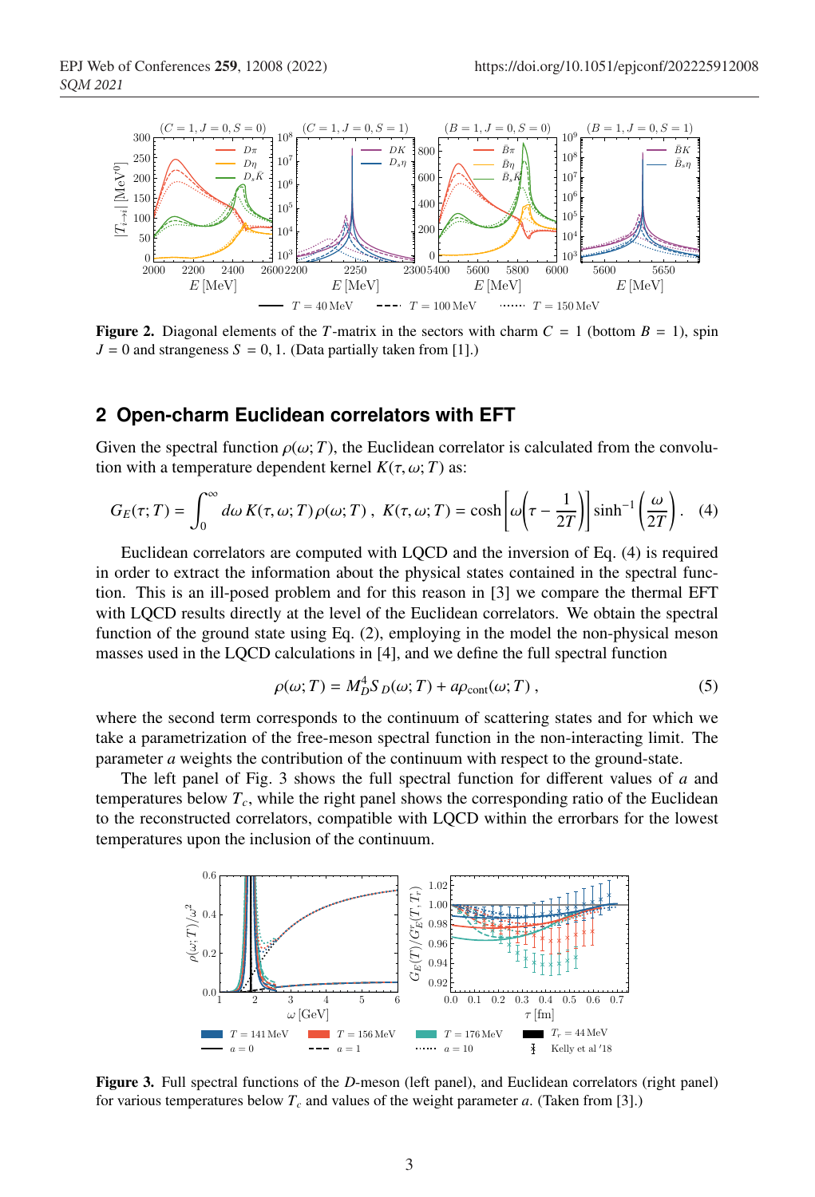Figure 2. Diagonal elements of the $T$-matrix in the sectors with charm $C = 1$ (bottom $B = 1$), spin $J = 0$ and strangeness $S = 0, 1$. (Data partially taken from [1].)

## 2 Open-charm Euclidean correlators with EFT

Given the spectral function $\rho(\omega; T)$, the Euclidean correlator is calculated from the convolution with a temperature dependent kernel $K(\tau, \omega; T)$ as:

$$G_E(\tau; T) = \int_0^\infty d\omega\, K(\tau, \omega; T)\, \rho(\omega; T) \, , \quad K(\tau, \omega; T) = \cosh\left[\omega\left(\tau - \frac{1}{2T}\right)\right] \sinh^{-1}\left(\frac{\omega}{2T}\right) . \quad (4)$$

Euclidean correlators are computed with LQCD and the inversion of Eq. (4) is required in order to extract the information about the physical states contained in the spectral function. This is an ill-posed problem and for this reason in [3] we compare the thermal EFT with LQCD results directly at the level of the Euclidean correlators. We obtain the spectral function of the ground state using Eq. (2), employing in the model the non-physical meson masses used in the LQCD calculations in [4], and we define the full spectral function

$$\rho(\omega; T) = M_D^4 S_D(\omega; T) + a\rho_{\text{cont}}(\omega; T) \, , \quad (5)$$

where the second term corresponds to the continuum of scattering states and for which we take a parametrization of the free-meson spectral function in the non-interacting limit. The parameter $a$ weights the contribution of the continuum with respect to the ground-state.

The left panel of Fig. 3 shows the full spectral function for different values of $a$ and temperatures below $T_c$, while the right panel shows the corresponding ratio of the Euclidean to the reconstructed correlators, compatible with LQCD within the errorbars for the lowest temperatures upon the inclusion of the continuum.

Figure 3. Full spectral functions of the $D$-meson (left panel), and Euclidean correlators (right panel) for various temperatures below $T_c$ and values of the weight parameter $a$. (Taken from [3].)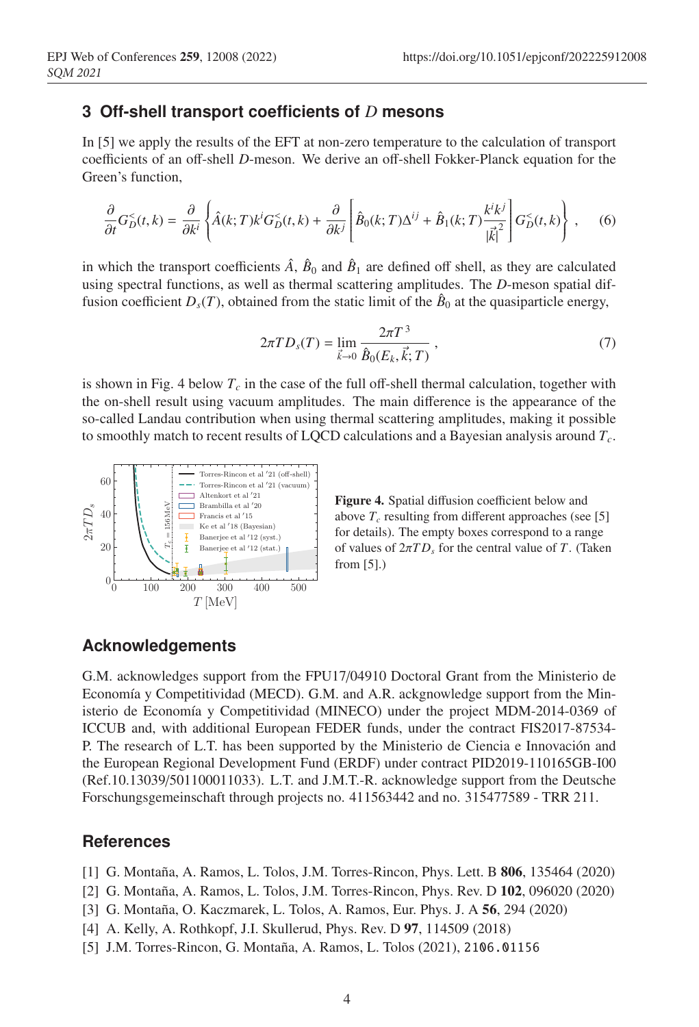## 3 Off-shell transport coefficients of $D$ mesons

In [5] we apply the results of the EFT at non-zero temperature to the calculation of transport coefficients of an off-shell $D$-meson. We derive an off-shell Fokker-Planck equation for the Green's function,

$$\frac{\partial}{\partial t} G_D^<(t,k) = \frac{\partial}{\partial k^i} \left\{ \hat{A}(k;T) k^i G_D^<(t,k) + \frac{\partial}{\partial k^j} \left[ \hat{B}_0(k;T)\Delta^{ij} + \hat{B}_1(k;T) \frac{k^i k^j}{|\vec{k}|^2} \right] G_D^<(t,k) \right\} , \quad (6)$$

in which the transport coefficients $\hat{A}$, $\hat{B}_0$ and $\hat{B}_1$ are defined off shell, as they are calculated using spectral functions, as well as thermal scattering amplitudes. The $D$-meson spatial diffusion coefficient $D_s(T)$, obtained from the static limit of the $\hat{B}_0$ at the quasiparticle energy,

$$2\pi T D_s(T) = \lim_{\vec{k}\to 0} \frac{2\pi T^3}{\hat{B}_0(E_k, \vec{k}; T)} , \quad (7)$$

is shown in Fig. 4 below $T_c$ in the case of the full off-shell thermal calculation, together with the on-shell result using vacuum amplitudes. The main difference is the appearance of the so-called Landau contribution when using thermal scattering amplitudes, making it possible to smoothly match to recent results of LQCD calculations and a Bayesian analysis around $T_c$.

60
40
20
0
$2\pi T D_s$
0 100 200 300 400 500
$T$ [MeV]
$T_c = 156$ MeV
Torres-Rincon et al '21 (off-shell)
Torres-Rincon et al '21 (vacuum)
Altenkort et al '21
Brambilla et al '20
Francis et al '15
Ke et al '18 (Bayesian)
Banerjee et al '12 (syst.)
Banerjee et al '12 (stat.)

**Figure 4.** Spatial diffusion coefficient below and above $T_c$ resulting from different approaches (see [5] for details). The empty boxes correspond to a range of values of $2\pi T D_s$ for the central value of $T$. (Taken from [5].)

## Acknowledgements

G.M. acknowledges support from the FPU17/04910 Doctoral Grant from the Ministerio de Economía y Competitividad (MECD). G.M. and A.R. ackgnowledge support from the Ministerio de Economía y Competitividad (MINECO) under the project MDM-2014-0369 of ICCUB and, with additional European FEDER funds, under the contract FIS2017-87534-P. The research of L.T. has been supported by the Ministerio de Ciencia e Innovación and the European Regional Development Fund (ERDF) under contract PID2019-110165GB-I00 (Ref.10.13039/501100011033). L.T. and J.M.T.-R. acknowledge support from the Deutsche Forschungsgemeinschaft through projects no. 411563442 and no. 315477589 - TRR 211.

## References

[1] G. Montaña, A. Ramos, L. Tolos, J.M. Torres-Rincon, Phys. Lett. B **806**, 135464 (2020)

[2] G. Montaña, A. Ramos, L. Tolos, J.M. Torres-Rincon, Phys. Rev. D **102**, 096020 (2020)

[3] G. Montaña, O. Kaczmarek, L. Tolos, A. Ramos, Eur. Phys. J. A **56**, 294 (2020)

[4] A. Kelly, A. Rothkopf, J.I. Skullerud, Phys. Rev. D **97**, 114509 (2018)

[5] J.M. Torres-Rincon, G. Montaña, A. Ramos, L. Tolos (2021), 2106.01156